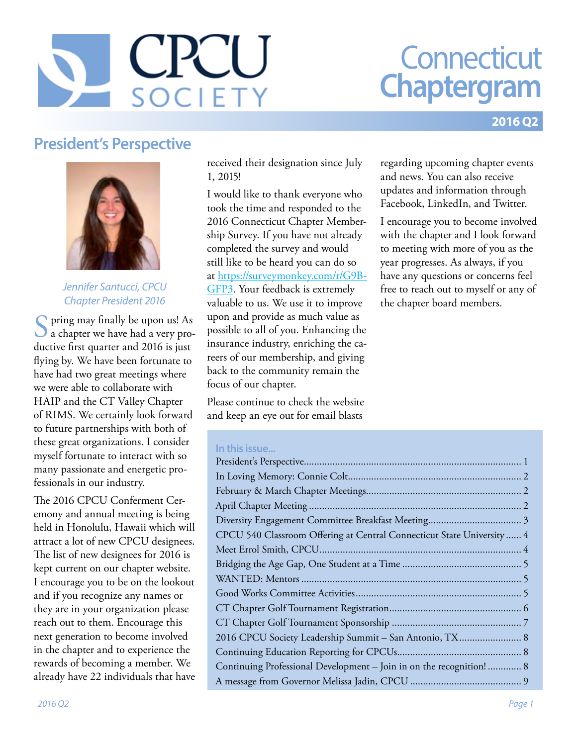# CPCU SOCIETY

# Connecticut Chaptergram

**2016 Q2**

## President's Perspective

*Jennifer Santucci, CPCU*
*Chapter President 2016*

Spring may finally be upon us! As a chapter we have had a very productive first quarter and 2016 is just flying by. We have been fortunate to have had two great meetings where we were able to collaborate with HAIP and the CT Valley Chapter of RIMS. We certainly look forward to future partnerships with both of these great organizations. I consider myself fortunate to interact with so many passionate and energetic professionals in our industry.

The 2016 CPCU Conferment Ceremony and annual meeting is being held in Honolulu, Hawaii which will attract a lot of new CPCU designees. The list of new designees for 2016 is kept current on our chapter website. I encourage you to be on the lookout and if you recognize any names or they are in your organization please reach out to them. Encourage this next generation to become involved in the chapter and to experience the rewards of becoming a member. We already have 22 individuals that have received their designation since July 1, 2015!

I would like to thank everyone who took the time and responded to the 2016 Connecticut Chapter Membership Survey. If you have not already completed the survey and would still like to be heard you can do so at https://surveymonkey.com/r/G9B-GFP3. Your feedback is extremely valuable to us. We use it to improve upon and provide as much value as possible to all of you. Enhancing the insurance industry, enriching the careers of our membership, and giving back to the community remain the focus of our chapter.

Please continue to check the website and keep an eye out for email blasts regarding upcoming chapter events and news. You can also receive updates and information through Facebook, LinkedIn, and Twitter.

I encourage you to become involved with the chapter and I look forward to meeting with more of you as the year progresses. As always, if you have any questions or concerns feel free to reach out to myself or any of the chapter board members.

### In this issue...

| | |
|---|---|
| President's Perspective | 1 |
| In Loving Memory: Connie Colt | 2 |
| February & March Chapter Meetings | 2 |
| April Chapter Meeting | 2 |
| Diversity Engagement Committee Breakfast Meeting | 3 |
| CPCU 540 Classroom Offering at Central Connecticut State University | 4 |
| Meet Errol Smith, CPCU | 4 |
| Bridging the Age Gap, One Student at a Time | 5 |
| WANTED: Mentors | 5 |
| Good Works Committee Activities | 5 |
| CT Chapter Golf Tournament Registration | 6 |
| CT Chapter Golf Tournament Sponsorship | 7 |
| 2016 CPCU Society Leadership Summit – San Antonio, TX | 8 |
| Continuing Education Reporting for CPCUs | 8 |
| Continuing Professional Development – Join in on the recognition! | 8 |
| A message from Governor Melissa Jadin, CPCU | 9 |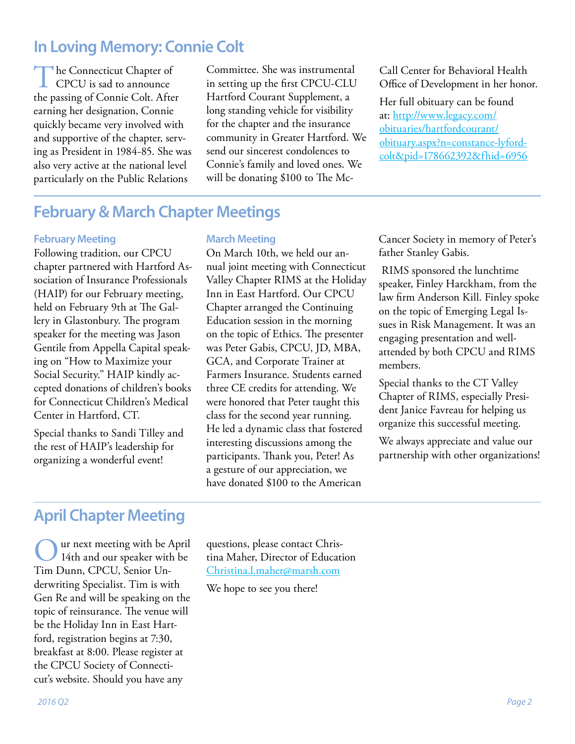## In Loving Memory: Connie Colt

The Connecticut Chapter of CPCU is sad to announce the passing of Connie Colt. After earning her designation, Connie quickly became very involved with and supportive of the chapter, serving as President in 1984-85. She was also very active at the national level particularly on the Public Relations Committee. She was instrumental in setting up the first CPCU-CLU Hartford Courant Supplement, a long standing vehicle for visibility for the chapter and the insurance community in Greater Hartford. We send our sincerest condolences to Connie's family and loved ones. We will be donating $100 to The McCall Center for Behavioral Health Office of Development in her honor.

Her full obituary can be found at: [http://www.legacy.com/obituaries/hartfordcourant/obituary.aspx?n=constance-lyford-colt&pid=178662392&fhid=6956](http://www.legacy.com/obituaries/hartfordcourant/obituary.aspx?n=constance-lyford-colt&pid=178662392&fhid=6956)

## February & March Chapter Meetings

### February Meeting

Following tradition, our CPCU chapter partnered with Hartford Association of Insurance Professionals (HAIP) for our February meeting, held on February 9th at The Gallery in Glastonbury. The program speaker for the meeting was Jason Gentile from Appella Capital speaking on "How to Maximize your Social Security." HAIP kindly accepted donations of children's books for Connecticut Children's Medical Center in Hartford, CT.

Special thanks to Sandi Tilley and the rest of HAIP's leadership for organizing a wonderful event!

### March Meeting

On March 10th, we held our annual joint meeting with Connecticut Valley Chapter RIMS at the Holiday Inn in East Hartford. Our CPCU Chapter arranged the Continuing Education session in the morning on the topic of Ethics. The presenter was Peter Gabis, CPCU, JD, MBA, GCA, and Corporate Trainer at Farmers Insurance. Students earned three CE credits for attending. We were honored that Peter taught this class for the second year running. He led a dynamic class that fostered interesting discussions among the participants. Thank you, Peter! As a gesture of our appreciation, we have donated $100 to the American Cancer Society in memory of Peter's father Stanley Gabis.

RIMS sponsored the lunchtime speaker, Finley Harckham, from the law firm Anderson Kill. Finley spoke on the topic of Emerging Legal Issues in Risk Management. It was an engaging presentation and well-attended by both CPCU and RIMS members.

Special thanks to the CT Valley Chapter of RIMS, especially President Janice Favreau for helping us organize this successful meeting.

We always appreciate and value our partnership with other organizations!

## April Chapter Meeting

Our next meeting with be April 14th and our speaker with be Tim Dunn, CPCU, Senior Underwriting Specialist. Tim is with Gen Re and will be speaking on the topic of reinsurance. The venue will be the Holiday Inn in East Hartford, registration begins at 7:30, breakfast at 8:00. Please register at the CPCU Society of Connecticut's website. Should you have any questions, please contact Christina Maher, Director of Education [Christina.l.maher@marsh.com](mailto:Christina.l.maher@marsh.com)

We hope to see you there!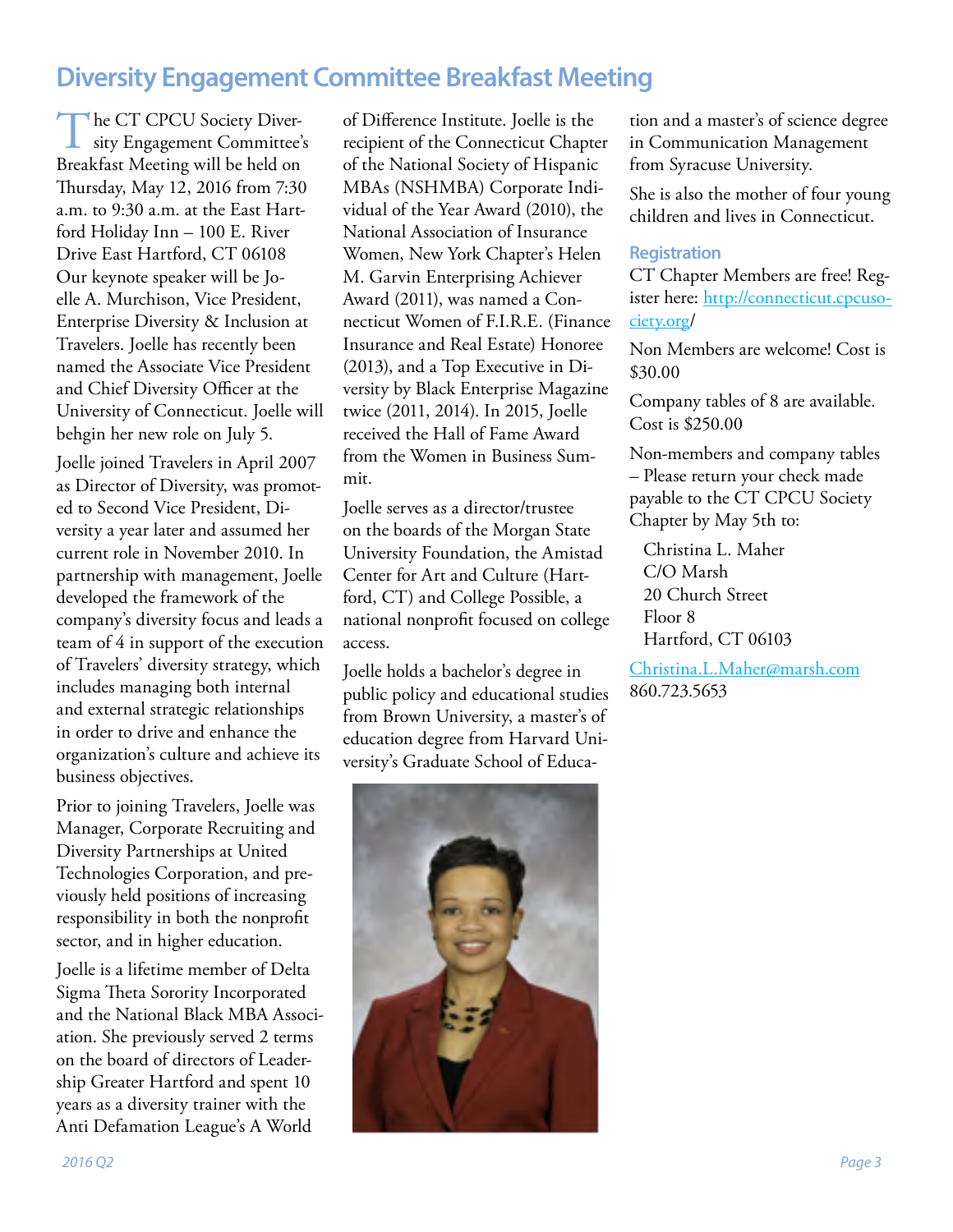## Diversity Engagement Committee Breakfast Meeting

The CT CPCU Society Diversity Engagement Committee's Breakfast Meeting will be held on Thursday, May 12, 2016 from 7:30 a.m. to 9:30 a.m. at the East Hartford Holiday Inn – 100 E. River Drive East Hartford, CT 06108 Our keynote speaker will be Joelle A. Murchison, Vice President, Enterprise Diversity & Inclusion at Travelers. Joelle has recently been named the Associate Vice President and Chief Diversity Officer at the University of Connecticut. Joelle will behgin her new role on July 5.

Joelle joined Travelers in April 2007 as Director of Diversity, was promoted to Second Vice President, Diversity a year later and assumed her current role in November 2010. In partnership with management, Joelle developed the framework of the company's diversity focus and leads a team of 4 in support of the execution of Travelers' diversity strategy, which includes managing both internal and external strategic relationships in order to drive and enhance the organization's culture and achieve its business objectives.

Prior to joining Travelers, Joelle was Manager, Corporate Recruiting and Diversity Partnerships at United Technologies Corporation, and previously held positions of increasing responsibility in both the nonprofit sector, and in higher education.

Joelle is a lifetime member of Delta Sigma Theta Sorority Incorporated and the National Black MBA Association. She previously served 2 terms on the board of directors of Leadership Greater Hartford and spent 10 years as a diversity trainer with the Anti Defamation League's A World of Difference Institute. Joelle is the recipient of the Connecticut Chapter of the National Society of Hispanic MBAs (NSHMBA) Corporate Individual of the Year Award (2010), the National Association of Insurance Women, New York Chapter's Helen M. Garvin Enterprising Achiever Award (2011), was named a Connecticut Women of F.I.R.E. (Finance Insurance and Real Estate) Honoree (2013), and a Top Executive in Diversity by Black Enterprise Magazine twice (2011, 2014). In 2015, Joelle received the Hall of Fame Award from the Women in Business Summit.

Joelle serves as a director/trustee on the boards of the Morgan State University Foundation, the Amistad Center for Art and Culture (Hartford, CT) and College Possible, a national nonprofit focused on college access.

Joelle holds a bachelor's degree in public policy and educational studies from Brown University, a master's of education degree from Harvard University's Graduate School of Education and a master's of science degree in Communication Management from Syracuse University.

She is also the mother of four young children and lives in Connecticut.

### Registration

CT Chapter Members are free! Register here: http://connecticut.cpcusociety.org/

Non Members are welcome! Cost is $30.00

Company tables of 8 are available. Cost is $250.00

Non-members and company tables – Please return your check made payable to the CT CPCU Society Chapter by May 5th to:

Christina L. Maher
C/O Marsh
20 Church Street
Floor 8
Hartford, CT 06103

Christina.L.Maher@marsh.com
860.723.5653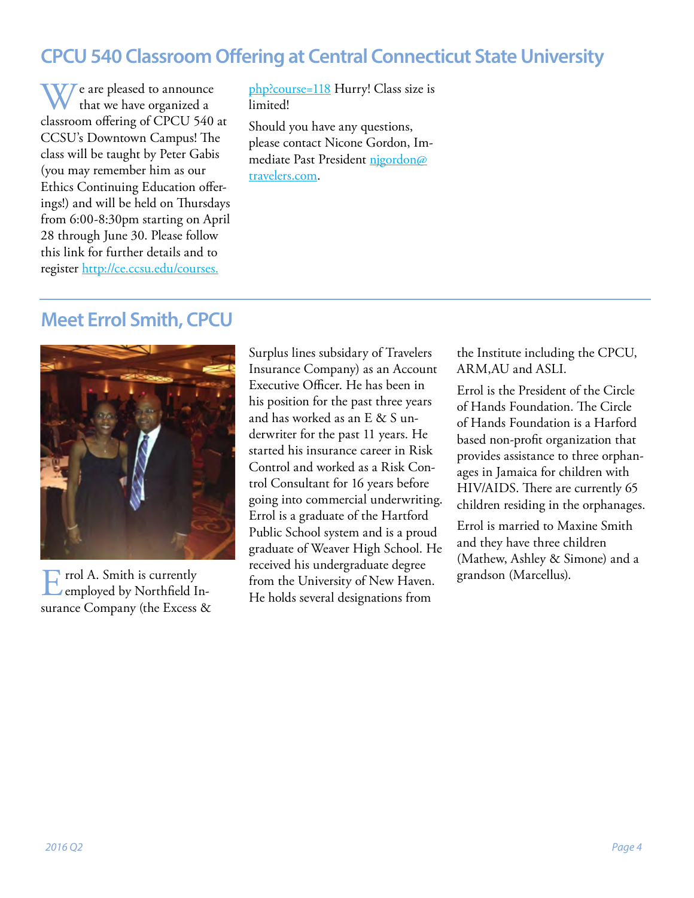## CPCU 540 Classroom Offering at Central Connecticut State University

We are pleased to announce that we have organized a classroom offering of CPCU 540 at CCSU's Downtown Campus! The class will be taught by Peter Gabis (you may remember him as our Ethics Continuing Education offerings!) and will be held on Thursdays from 6:00-8:30pm starting on April 28 through June 30. Please follow this link for further details and to register http://ce.ccsu.edu/courses.php?course=118 Hurry! Class size is limited!

Should you have any questions, please contact Nicone Gordon, Immediate Past President njgordon@travelers.com.

## Meet Errol Smith, CPCU

Errol A. Smith is currently employed by Northfield Insurance Company (the Excess & Surplus lines subsidary of Travelers Insurance Company) as an Account Executive Officer. He has been in his position for the past three years and has worked as an E & S underwriter for the past 11 years. He started his insurance career in Risk Control and worked as a Risk Control Consultant for 16 years before going into commercial underwriting. Errol is a graduate of the Hartford Public School system and is a proud graduate of Weaver High School. He received his undergraduate degree from the University of New Haven. He holds several designations from the Institute including the CPCU, ARM,AU and ASLI.

Errol is the President of the Circle of Hands Foundation. The Circle of Hands Foundation is a Harford based non-profit organization that provides assistance to three orphanages in Jamaica for children with HIV/AIDS. There are currently 65 children residing in the orphanages.

Errol is married to Maxine Smith and they have three children (Mathew, Ashley & Simone) and a grandson (Marcellus).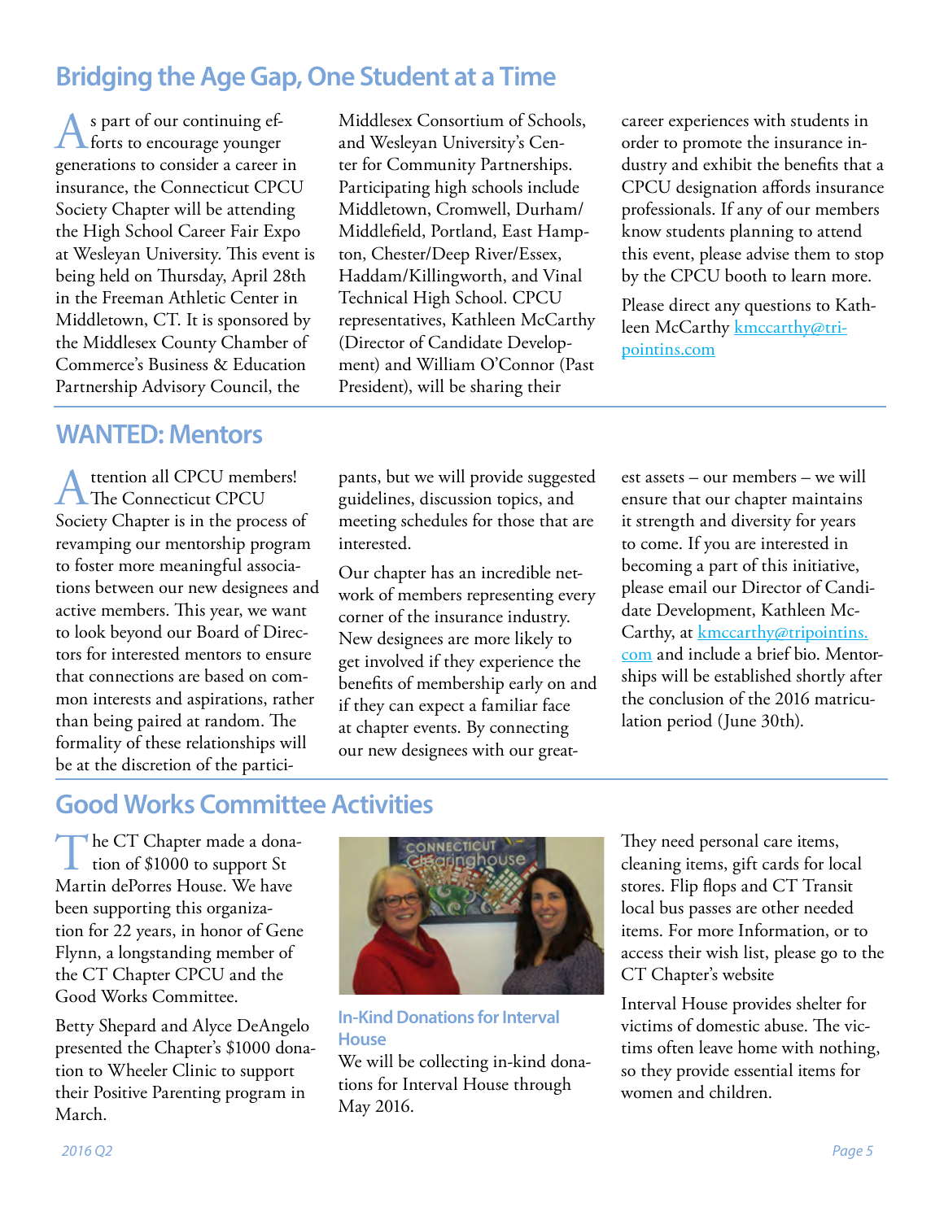## Bridging the Age Gap, One Student at a Time

As part of our continuing efforts to encourage younger generations to consider a career in insurance, the Connecticut CPCU Society Chapter will be attending the High School Career Fair Expo at Wesleyan University. This event is being held on Thursday, April 28th in the Freeman Athletic Center in Middletown, CT. It is sponsored by the Middlesex County Chamber of Commerce's Business & Education Partnership Advisory Council, the Middlesex Consortium of Schools, and Wesleyan University's Center for Community Partnerships. Participating high schools include Middletown, Cromwell, Durham/Middlefield, Portland, East Hampton, Chester/Deep River/Essex, Haddam/Killingworth, and Vinal Technical High School. CPCU representatives, Kathleen McCarthy (Director of Candidate Development) and William O'Connor (Past President), will be sharing their career experiences with students in order to promote the insurance industry and exhibit the benefits that a CPCU designation affords insurance professionals. If any of our members know students planning to attend this event, please advise them to stop by the CPCU booth to learn more.

Please direct any questions to Kathleen McCarthy kmccarthy@tripointins.com

## WANTED: Mentors

Attention all CPCU members! The Connecticut CPCU Society Chapter is in the process of revamping our mentorship program to foster more meaningful associations between our new designees and active members. This year, we want to look beyond our Board of Directors for interested mentors to ensure that connections are based on common interests and aspirations, rather than being paired at random. The formality of these relationships will be at the discretion of the participants, but we will provide suggested guidelines, discussion topics, and meeting schedules for those that are interested.

Our chapter has an incredible network of members representing every corner of the insurance industry. New designees are more likely to get involved if they experience the benefits of membership early on and if they can expect a familiar face at chapter events. By connecting our new designees with our greatest assets – our members – we will ensure that our chapter maintains it strength and diversity for years to come. If you are interested in becoming a part of this initiative, please email our Director of Candidate Development, Kathleen McCarthy, at kmccarthy@tripointins.com and include a brief bio. Mentorships will be established shortly after the conclusion of the 2016 matriculation period (June 30th).

## Good Works Committee Activities

The CT Chapter made a donation of $1000 to support St Martin dePorres House. We have been supporting this organization for 22 years, in honor of Gene Flynn, a longstanding member of the CT Chapter CPCU and the Good Works Committee.

Betty Shepard and Alyce DeAngelo presented the Chapter's $1000 donation to Wheeler Clinic to support their Positive Parenting program in March.

### In-Kind Donations for Interval House

We will be collecting in-kind donations for Interval House through May 2016.

They need personal care items, cleaning items, gift cards for local stores. Flip flops and CT Transit local bus passes are other needed items. For more Information, or to access their wish list, please go to the CT Chapter's website

Interval House provides shelter for victims of domestic abuse. The victims often leave home with nothing, so they provide essential items for women and children.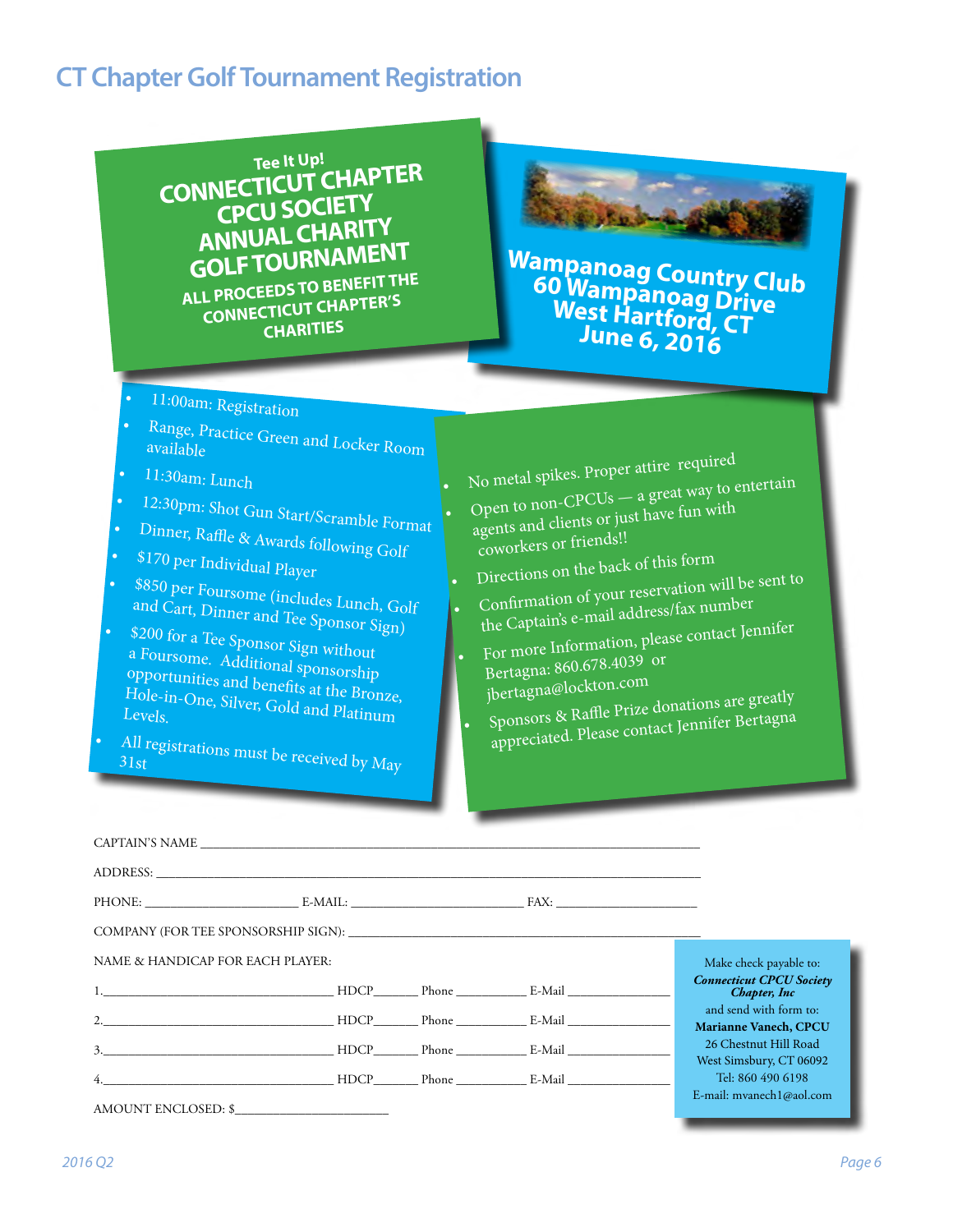# CT Chapter Golf Tournament Registration

**Tee It Up!**

**CONNECTICUT CHAPTER CPCU SOCIETY ANNUAL CHARITY GOLF TOURNAMENT**

**ALL PROCEEDS TO BENEFIT THE CONNECTICUT CHAPTER'S CHARITIES**

**Wampanoag Country Club**
**60 Wampanoag Drive**
**West Hartford, CT**
**June 6, 2016**

- 11:00am: Registration
- Range, Practice Green and Locker Room available
- 11:30am: Lunch
- 12:30pm: Shot Gun Start/Scramble Format
- Dinner, Raffle & Awards following Golf
- $170 per Individual Player
- $850 per Foursome (includes Lunch, Golf and Cart, Dinner and Tee Sponsor Sign)
- $200 for a Tee Sponsor Sign without a Foursome. Additional sponsorship opportunities and benefits at the Bronze, Hole-in-One, Silver, Gold and Platinum Levels.
- All registrations must be received by May 31st

- No metal spikes. Proper attire required
- Open to non-CPCUs — a great way to entertain agents and clients or just have fun with coworkers or friends!!
- Directions on the back of this form
- Confirmation of your reservation will be sent to the Captain's e-mail address/fax number
- For more Information, please contact Jennifer Bertagna: 860.678.4039 or jbertagna@lockton.com
- Sponsors & Raffle Prize donations are greatly appreciated. Please contact Jennifer Bertagna

CAPTAIN'S NAME ____________________

ADDRESS: ____________________

PHONE: __________ E-MAIL: __________ FAX: __________

COMPANY (FOR TEE SPONSORSHIP SIGN): ____________________

NAME & HANDICAP FOR EACH PLAYER:

1.__________ HDCP______ Phone __________ E-Mail __________

2.__________ HDCP______ Phone __________ E-Mail __________

3.__________ HDCP______ Phone __________ E-Mail __________

4.__________ HDCP______ Phone __________ E-Mail __________

AMOUNT ENCLOSED: $__________

Make check payable to:
***Connecticut CPCU Society Chapter, Inc***
and send with form to:
**Marianne Vanech, CPCU**
26 Chestnut Hill Road
West Simsbury, CT 06092
Tel: 860 490 6198
E-mail: mvanech1@aol.com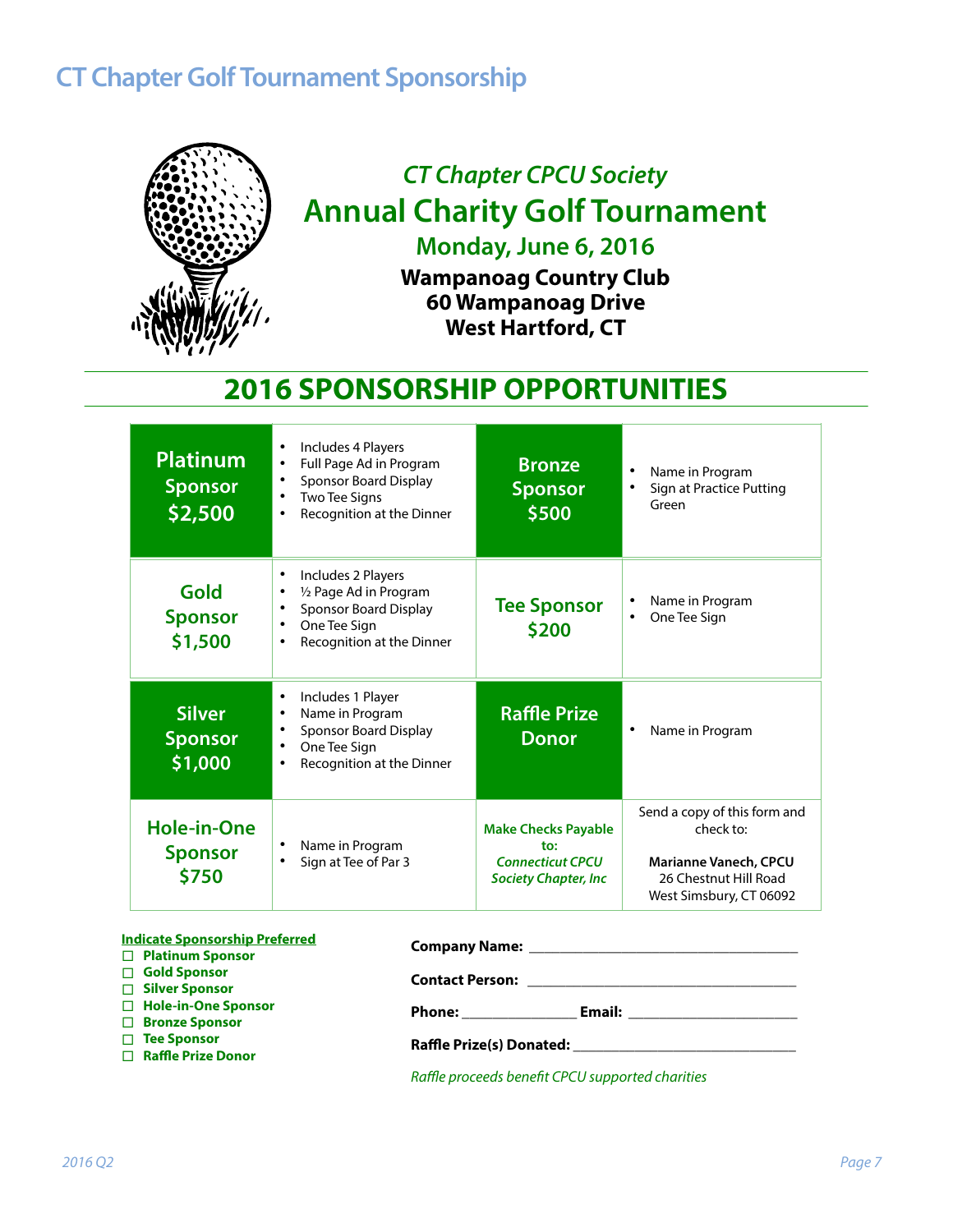# CT Chapter Golf Tournament Sponsorship

*CT Chapter CPCU Society*

## Annual Charity Golf Tournament

### Monday, June 6, 2016

**Wampanoag Country Club**
**60 Wampanoag Drive**
**West Hartford, CT**

## 2016 SPONSORSHIP OPPORTUNITIES

| Sponsorship | Benefits | Sponsorship | Benefits |
|---|---|---|---|
| **Platinum Sponsor $2,500** | • Includes 4 Players<br>• Full Page Ad in Program<br>• Sponsor Board Display<br>• Two Tee Signs<br>• Recognition at the Dinner | **Bronze Sponsor $500** | • Name in Program<br>• Sign at Practice Putting Green |
| **Gold Sponsor $1,500** | • Includes 2 Players<br>• ½ Page Ad in Program<br>• Sponsor Board Display<br>• One Tee Sign<br>• Recognition at the Dinner | **Tee Sponsor $200** | • Name in Program<br>• One Tee Sign |
| **Silver Sponsor $1,000** | • Includes 1 Player<br>• Name in Program<br>• Sponsor Board Display<br>• One Tee Sign<br>• Recognition at the Dinner | **Raffle Prize Donor** | • Name in Program |
| **Hole-in-One Sponsor $750** | • Name in Program<br>• Sign at Tee of Par 3 | **Make Checks Payable to:** ***Connecticut CPCU Society Chapter, Inc*** | Send a copy of this form and check to:<br><br>**Marianne Vanech, CPCU**<br>26 Chestnut Hill Road<br>West Simsbury, CT 06092 |

**Indicate Sponsorship Preferred**

- ☐ **Platinum Sponsor**
- ☐ **Gold Sponsor**
- ☐ **Silver Sponsor**
- ☐ **Hole-in-One Sponsor**
- ☐ **Bronze Sponsor**
- ☐ **Tee Sponsor**
- ☐ **Raffle Prize Donor**

**Company Name:** ___________________________________

**Contact Person:** ___________________________________

**Phone:** _______________ **Email:** ______________________

**Raffle Prize(s) Donated:** ______________________________

*Raffle proceeds benefit CPCU supported charities*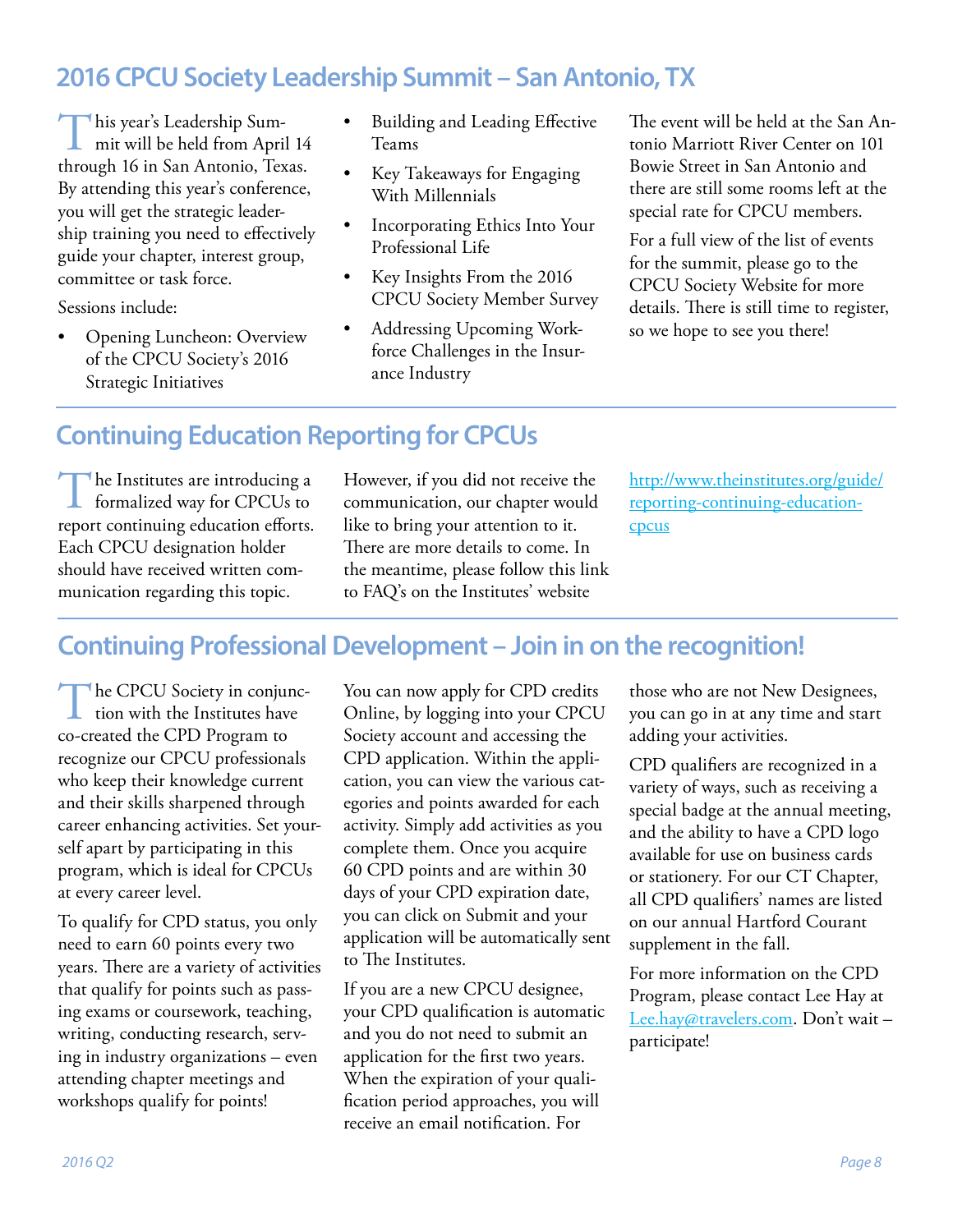## 2016 CPCU Society Leadership Summit – San Antonio, TX

This year's Leadership Summit will be held from April 14 through 16 in San Antonio, Texas. By attending this year's conference, you will get the strategic leadership training you need to effectively guide your chapter, interest group, committee or task force.

Sessions include:

- Opening Luncheon: Overview of the CPCU Society's 2016 Strategic Initiatives
- Building and Leading Effective Teams
- Key Takeaways for Engaging With Millennials
- Incorporating Ethics Into Your Professional Life
- Key Insights From the 2016 CPCU Society Member Survey
- Addressing Upcoming Workforce Challenges in the Insurance Industry

The event will be held at the San Antonio Marriott River Center on 101 Bowie Street in San Antonio and there are still some rooms left at the special rate for CPCU members.

For a full view of the list of events for the summit, please go to the CPCU Society Website for more details. There is still time to register, so we hope to see you there!

## Continuing Education Reporting for CPCUs

The Institutes are introducing a formalized way for CPCUs to report continuing education efforts. Each CPCU designation holder should have received written communication regarding this topic.

However, if you did not receive the communication, our chapter would like to bring your attention to it. There are more details to come. In the meantime, please follow this link to FAQ's on the Institutes' website

http://www.theinstitutes.org/guide/reporting-continuing-education-cpcus

## Continuing Professional Development – Join in on the recognition!

The CPCU Society in conjunction with the Institutes have co-created the CPD Program to recognize our CPCU professionals who keep their knowledge current and their skills sharpened through career enhancing activities. Set yourself apart by participating in this program, which is ideal for CPCUs at every career level.

To qualify for CPD status, you only need to earn 60 points every two years. There are a variety of activities that qualify for points such as passing exams or coursework, teaching, writing, conducting research, serving in industry organizations – even attending chapter meetings and workshops qualify for points!

You can now apply for CPD credits Online, by logging into your CPCU Society account and accessing the CPD application. Within the application, you can view the various categories and points awarded for each activity. Simply add activities as you complete them. Once you acquire 60 CPD points and are within 30 days of your CPD expiration date, you can click on Submit and your application will be automatically sent to The Institutes.

If you are a new CPCU designee, your CPD qualification is automatic and you do not need to submit an application for the first two years. When the expiration of your qualification period approaches, you will receive an email notification. For those who are not New Designees, you can go in at any time and start adding your activities.

CPD qualifiers are recognized in a variety of ways, such as receiving a special badge at the annual meeting, and the ability to have a CPD logo available for use on business cards or stationery. For our CT Chapter, all CPD qualifiers' names are listed on our annual Hartford Courant supplement in the fall.

For more information on the CPD Program, please contact Lee Hay at Lee.hay@travelers.com. Don't wait – participate!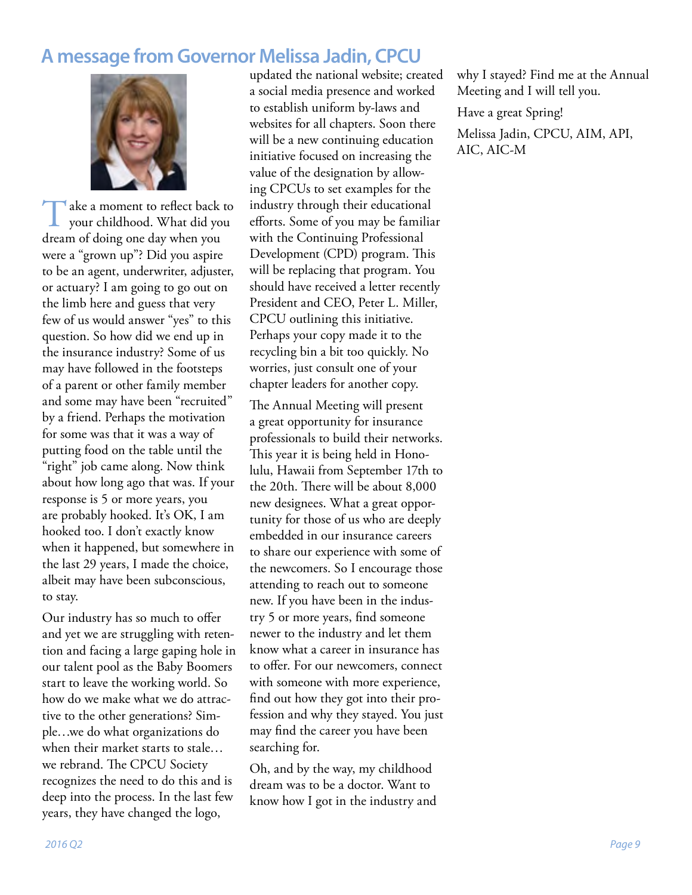## A message from Governor Melissa Jadin, CPCU

Take a moment to reflect back to your childhood. What did you dream of doing one day when you were a "grown up"? Did you aspire to be an agent, underwriter, adjuster, or actuary? I am going to go out on the limb here and guess that very few of us would answer "yes" to this question. So how did we end up in the insurance industry? Some of us may have followed in the footsteps of a parent or other family member and some may have been "recruited" by a friend. Perhaps the motivation for some was that it was a way of putting food on the table until the "right" job came along. Now think about how long ago that was. If your response is 5 or more years, you are probably hooked. It's OK, I am hooked too. I don't exactly know when it happened, but somewhere in the last 29 years, I made the choice, albeit may have been subconscious, to stay.

Our industry has so much to offer and yet we are struggling with retention and facing a large gaping hole in our talent pool as the Baby Boomers start to leave the working world. So how do we make what we do attractive to the other generations? Simple…we do what organizations do when their market starts to stale…we rebrand. The CPCU Society recognizes the need to do this and is deep into the process. In the last few years, they have changed the logo, updated the national website; created a social media presence and worked to establish uniform by-laws and websites for all chapters. Soon there will be a new continuing education initiative focused on increasing the value of the designation by allowing CPCUs to set examples for the industry through their educational efforts. Some of you may be familiar with the Continuing Professional Development (CPD) program. This will be replacing that program. You should have received a letter recently President and CEO, Peter L. Miller, CPCU outlining this initiative. Perhaps your copy made it to the recycling bin a bit too quickly. No worries, just consult one of your chapter leaders for another copy.

The Annual Meeting will present a great opportunity for insurance professionals to build their networks. This year it is being held in Honolulu, Hawaii from September 17th to the 20th. There will be about 8,000 new designees. What a great opportunity for those of us who are deeply embedded in our insurance careers to share our experience with some of the newcomers. So I encourage those attending to reach out to someone new. If you have been in the industry 5 or more years, find someone newer to the industry and let them know what a career in insurance has to offer. For our newcomers, connect with someone with more experience, find out how they got into their profession and why they stayed. You just may find the career you have been searching for.

Oh, and by the way, my childhood dream was to be a doctor. Want to know how I got in the industry and why I stayed? Find me at the Annual Meeting and I will tell you.

Have a great Spring!

Melissa Jadin, CPCU, AIM, API, AIC, AIC-M